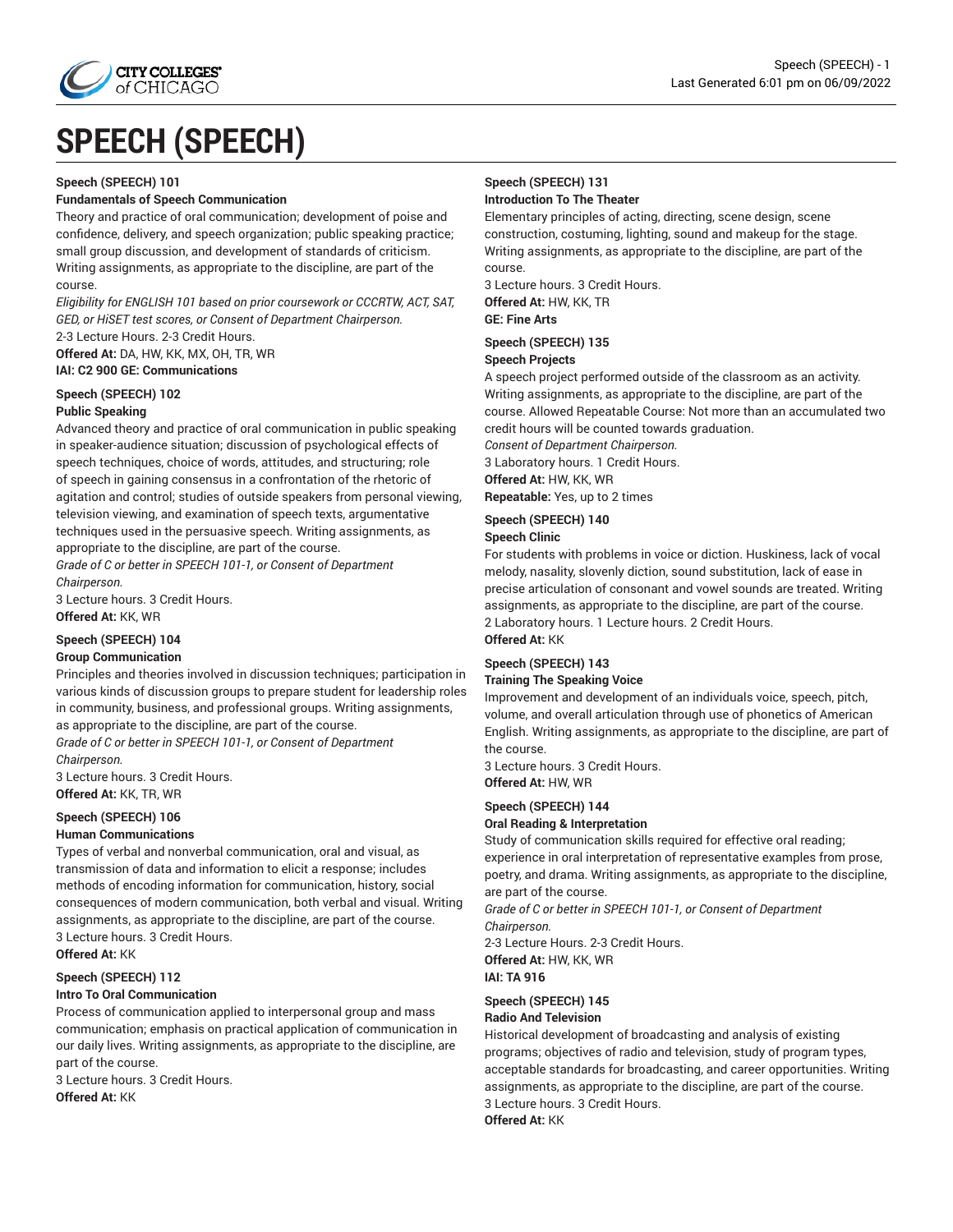# SPEECH (SPEECH)

**Speech (SPEECH) 101**

**Fundamentals of Speech Communication**

Theory and practice of oral communication; development of poise and confidence, delivery, and speech organization; public speaking practice; small group discussion, and development of standards of criticism. Writing assignments, as appropriate to the discipline, are part of the course.

*Eligibility for ENGLISH 101 based on prior coursework or CCCRTW, ACT, SAT, GED, or HiSET test scores, or Consent of Department Chairperson.*

2-3 Lecture Hours. 2-3 Credit Hours.

**Offered At:** DA, HW, KK, MX, OH, TR, WR

**IAI: C2 900 GE: Communications**

**Speech (SPEECH) 102**

**Public Speaking**

Advanced theory and practice of oral communication in public speaking in speaker-audience situation; discussion of psychological effects of speech techniques, choice of words, attitudes, and structuring; role of speech in gaining consensus in a confrontation of the rhetoric of agitation and control; studies of outside speakers from personal viewing, television viewing, and examination of speech texts, argumentative techniques used in the persuasive speech. Writing assignments, as appropriate to the discipline, are part of the course.

*Grade of C or better in SPEECH 101-1, or Consent of Department Chairperson.*

3 Lecture hours. 3 Credit Hours.

**Offered At:** KK, WR

**Speech (SPEECH) 104**

**Group Communication**

Principles and theories involved in discussion techniques; participation in various kinds of discussion groups to prepare student for leadership roles in community, business, and professional groups. Writing assignments, as appropriate to the discipline, are part of the course.

*Grade of C or better in SPEECH 101-1, or Consent of Department Chairperson.*

3 Lecture hours. 3 Credit Hours.

**Offered At:** KK, TR, WR

**Speech (SPEECH) 106**

**Human Communications**

Types of verbal and nonverbal communication, oral and visual, as transmission of data and information to elicit a response; includes methods of encoding information for communication, history, social consequences of modern communication, both verbal and visual. Writing assignments, as appropriate to the discipline, are part of the course.

3 Lecture hours. 3 Credit Hours.

**Offered At:** KK

**Speech (SPEECH) 112**

**Intro To Oral Communication**

Process of communication applied to interpersonal group and mass communication; emphasis on practical application of communication in our daily lives. Writing assignments, as appropriate to the discipline, are part of the course.

3 Lecture hours. 3 Credit Hours.

**Offered At:** KK

**Speech (SPEECH) 131**

**Introduction To The Theater**

Elementary principles of acting, directing, scene design, scene construction, costuming, lighting, sound and makeup for the stage. Writing assignments, as appropriate to the discipline, are part of the course.

3 Lecture hours. 3 Credit Hours.

**Offered At:** HW, KK, TR

**GE: Fine Arts**

**Speech (SPEECH) 135**

**Speech Projects**

A speech project performed outside of the classroom as an activity. Writing assignments, as appropriate to the discipline, are part of the course. Allowed Repeatable Course: Not more than an accumulated two credit hours will be counted towards graduation.

*Consent of Department Chairperson.*

3 Laboratory hours. 1 Credit Hours.

**Offered At:** HW, KK, WR

**Repeatable:** Yes, up to 2 times

**Speech (SPEECH) 140**

**Speech Clinic**

For students with problems in voice or diction. Huskiness, lack of vocal melody, nasality, slovenly diction, sound substitution, lack of ease in precise articulation of consonant and vowel sounds are treated. Writing assignments, as appropriate to the discipline, are part of the course.

2 Laboratory hours. 1 Lecture hours. 2 Credit Hours.

**Offered At:** KK

**Speech (SPEECH) 143**

**Training The Speaking Voice**

Improvement and development of an individuals voice, speech, pitch, volume, and overall articulation through use of phonetics of American English. Writing assignments, as appropriate to the discipline, are part of the course.

3 Lecture hours. 3 Credit Hours.

**Offered At:** HW, WR

**Speech (SPEECH) 144**

**Oral Reading & Interpretation**

Study of communication skills required for effective oral reading; experience in oral interpretation of representative examples from prose, poetry, and drama. Writing assignments, as appropriate to the discipline, are part of the course.

*Grade of C or better in SPEECH 101-1, or Consent of Department Chairperson.*

2-3 Lecture Hours. 2-3 Credit Hours.

**Offered At:** HW, KK, WR

**IAI: TA 916**

**Speech (SPEECH) 145**

**Radio And Television**

Historical development of broadcasting and analysis of existing programs; objectives of radio and television, study of program types, acceptable standards for broadcasting, and career opportunities. Writing assignments, as appropriate to the discipline, are part of the course.

3 Lecture hours. 3 Credit Hours.

**Offered At:** KK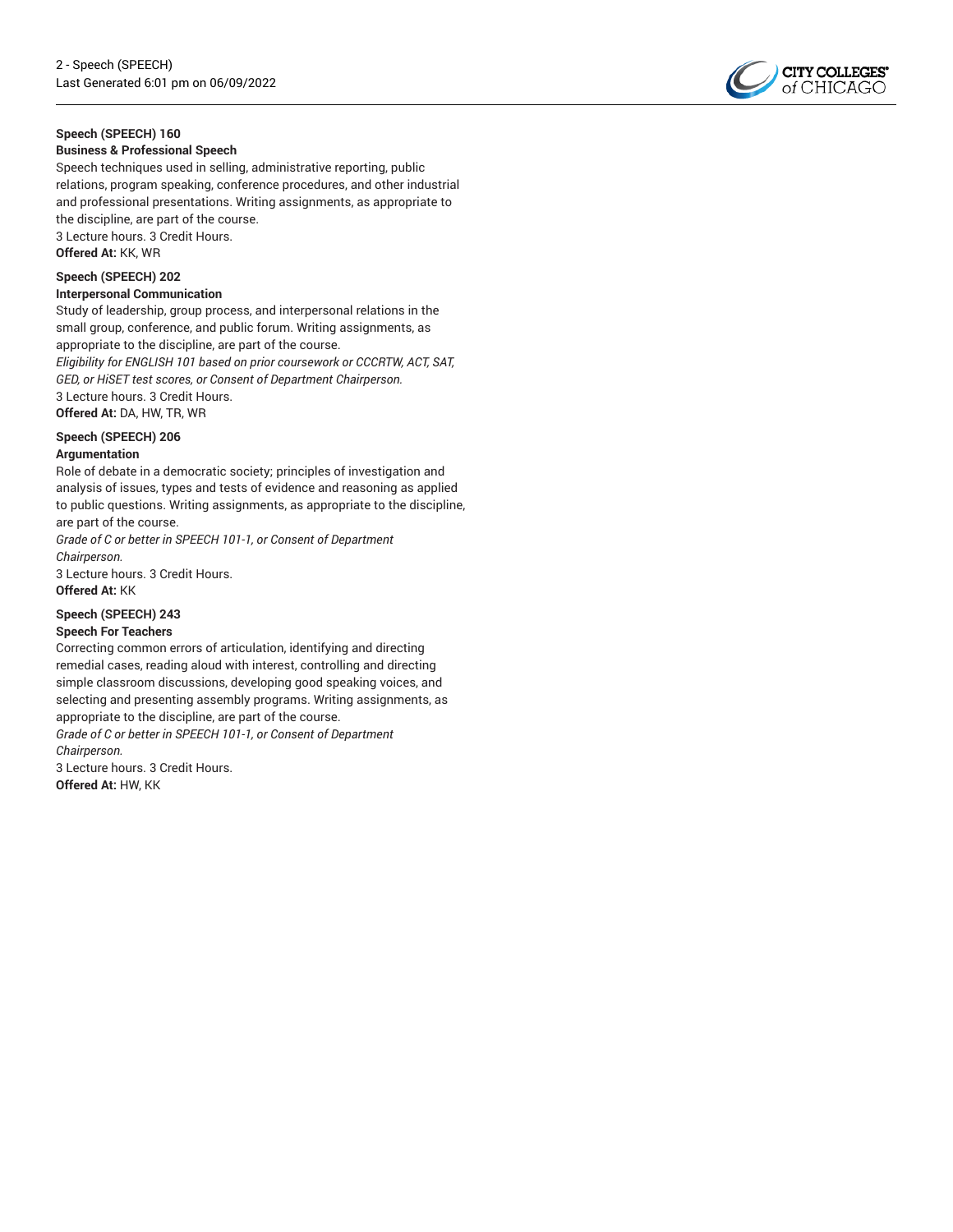**Speech (SPEECH) 160**
**Business & Professional Speech**

Speech techniques used in selling, administrative reporting, public relations, program speaking, conference procedures, and other industrial and professional presentations. Writing assignments, as appropriate to the discipline, are part of the course.

3 Lecture hours. 3 Credit Hours.

**Offered At:** KK, WR

**Speech (SPEECH) 202**
**Interpersonal Communication**

Study of leadership, group process, and interpersonal relations in the small group, conference, and public forum. Writing assignments, as appropriate to the discipline, are part of the course.

*Eligibility for ENGLISH 101 based on prior coursework or CCCRTW, ACT, SAT, GED, or HiSET test scores, or Consent of Department Chairperson.*

3 Lecture hours. 3 Credit Hours.

**Offered At:** DA, HW, TR, WR

**Speech (SPEECH) 206**
**Argumentation**

Role of debate in a democratic society; principles of investigation and analysis of issues, types and tests of evidence and reasoning as applied to public questions. Writing assignments, as appropriate to the discipline, are part of the course.

*Grade of C or better in SPEECH 101-1, or Consent of Department Chairperson.*

3 Lecture hours. 3 Credit Hours.

**Offered At:** KK

**Speech (SPEECH) 243**
**Speech For Teachers**

Correcting common errors of articulation, identifying and directing remedial cases, reading aloud with interest, controlling and directing simple classroom discussions, developing good speaking voices, and selecting and presenting assembly programs. Writing assignments, as appropriate to the discipline, are part of the course.

*Grade of C or better in SPEECH 101-1, or Consent of Department Chairperson.*

3 Lecture hours. 3 Credit Hours.

**Offered At:** HW, KK